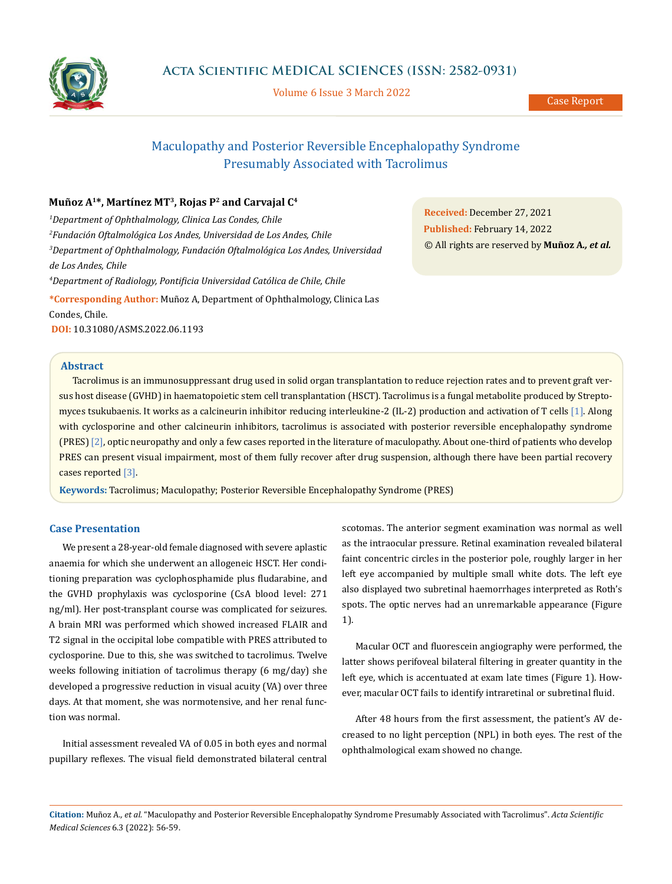# Maculopathy and Posterior Reversible Encephalopathy Syndrome Presumably Associated with Tacrolimus

**Muñoz A[1]*, Martínez MT[3], Rojas P[2] and Carvajal C[4]**

[1]*Department of Ophthalmology, Clinica Las Condes, Chile*

[2]*Fundación Oftalmológica Los Andes, Universidad de Los Andes, Chile*

[3]*Department of Ophthalmology, Fundación Oftalmológica Los Andes, Universidad de Los Andes, Chile*

[4]*Department of Radiology, Pontificia Universidad Católica de Chile, Chile*

**\*Corresponding Author:** Muñoz A, Department of Ophthalmology, Clinica Las Condes, Chile.

**DOI:** 10.31080/ASMS.2022.06.1193

**Received:** December 27, 2021
**Published:** February 14, 2022
© All rights are reserved by **Muñoz A., *et al.***

## Abstract

Tacrolimus is an immunosuppressant drug used in solid organ transplantation to reduce rejection rates and to prevent graft versus host disease (GVHD) in haematopoietic stem cell transplantation (HSCT). Tacrolimus is a fungal metabolite produced by Streptomyces tsukubaensis. It works as a calcineurin inhibitor reducing interleukine-2 (IL-2) production and activation of T cells [1]. Along with cyclosporine and other calcineurin inhibitors, tacrolimus is associated with posterior reversible encephalopathy syndrome (PRES) [2], optic neuropathy and only a few cases reported in the literature of maculopathy. About one-third of patients who develop PRES can present visual impairment, most of them fully recover after drug suspension, although there have been partial recovery cases reported [3].

**Keywords:** Tacrolimus; Maculopathy; Posterior Reversible Encephalopathy Syndrome (PRES)

## Case Presentation

We present a 28-year-old female diagnosed with severe aplastic anaemia for which she underwent an allogeneic HSCT. Her conditioning preparation was cyclophosphamide plus fludarabine, and the GVHD prophylaxis was cyclosporine (CsA blood level: 271 ng/ml). Her post-transplant course was complicated for seizures. A brain MRI was performed which showed increased FLAIR and T2 signal in the occipital lobe compatible with PRES attributed to cyclosporine. Due to this, she was switched to tacrolimus. Twelve weeks following initiation of tacrolimus therapy (6 mg/day) she developed a progressive reduction in visual acuity (VA) over three days. At that moment, she was normotensive, and her renal function was normal.

Initial assessment revealed VA of 0.05 in both eyes and normal pupillary reflexes. The visual field demonstrated bilateral central scotomas. The anterior segment examination was normal as well as the intraocular pressure. Retinal examination revealed bilateral faint concentric circles in the posterior pole, roughly larger in her left eye accompanied by multiple small white dots. The left eye also displayed two subretinal haemorrhages interpreted as Roth's spots. The optic nerves had an unremarkable appearance (Figure 1).

Macular OCT and fluorescein angiography were performed, the latter shows perifoveal bilateral filtering in greater quantity in the left eye, which is accentuated at exam late times (Figure 1). However, macular OCT fails to identify intraretinal or subretinal fluid.

After 48 hours from the first assessment, the patient's AV decreased to no light perception (NPL) in both eyes. The rest of the ophthalmological exam showed no change.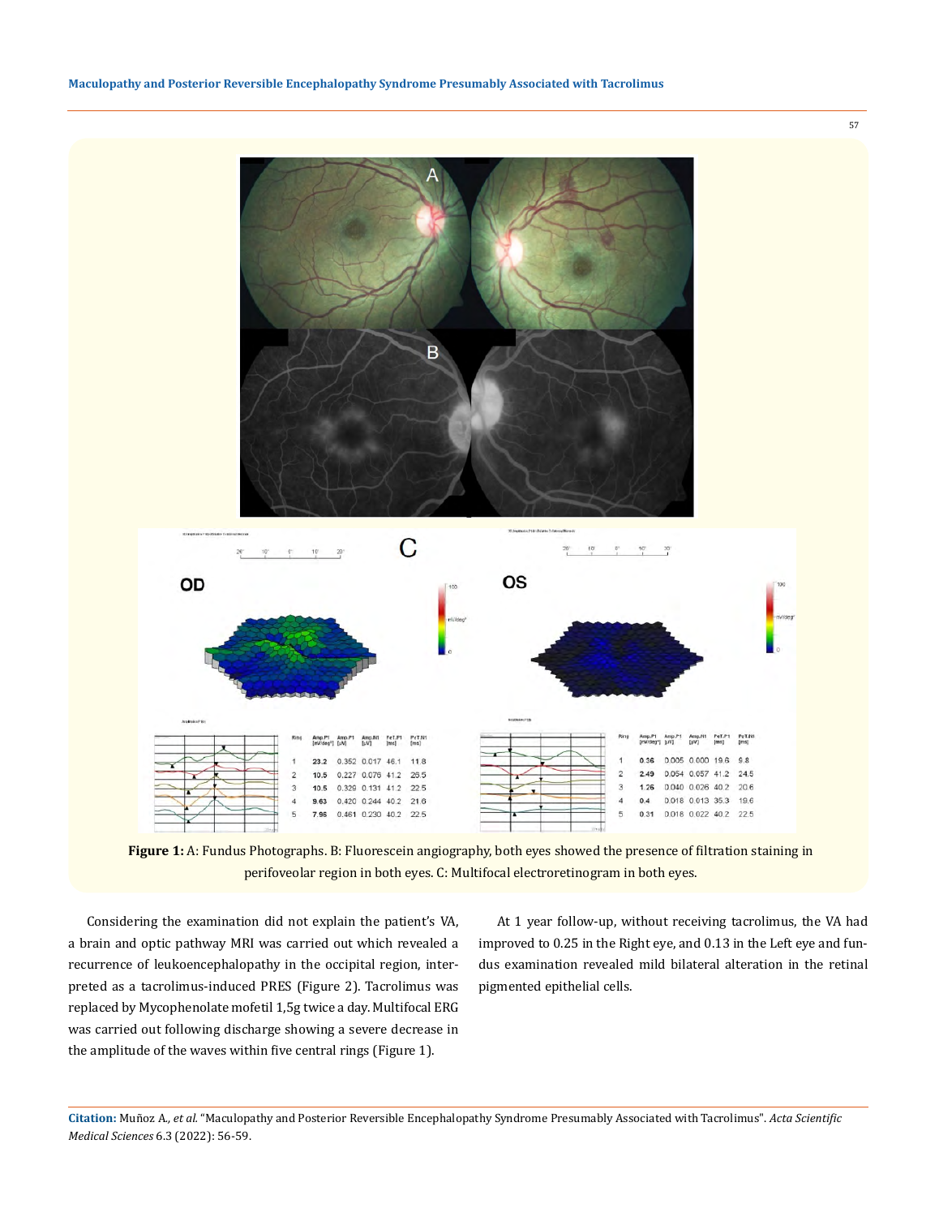**Figure 1:** A: Fundus Photographs. B: Fluorescein angiography, both eyes showed the presence of filtration staining in perifoveolar region in both eyes. C: Multifocal electroretinogram in both eyes.

Considering the examination did not explain the patient's VA, a brain and optic pathway MRI was carried out which revealed a recurrence of leukoencephalopathy in the occipital region, interpreted as a tacrolimus-induced PRES (Figure 2). Tacrolimus was replaced by Mycophenolate mofetil 1,5g twice a day. Multifocal ERG was carried out following discharge showing a severe decrease in the amplitude of the waves within five central rings (Figure 1).

At 1 year follow-up, without receiving tacrolimus, the VA had improved to 0.25 in the Right eye, and 0.13 in the Left eye and fundus examination revealed mild bilateral alteration in the retinal pigmented epithelial cells.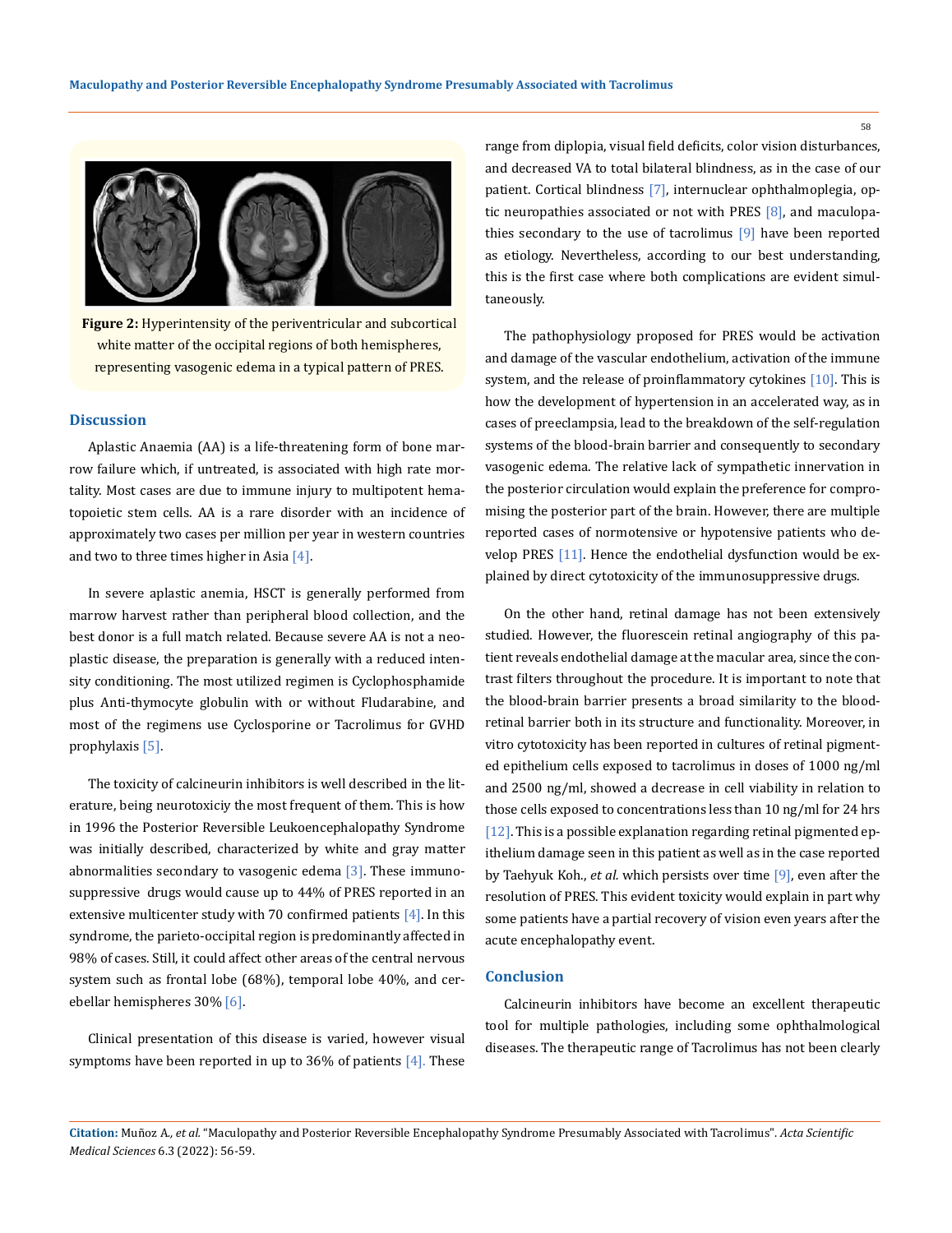**Figure 2:** Hyperintensity of the periventricular and subcortical white matter of the occipital regions of both hemispheres, representing vasogenic edema in a typical pattern of PRES.

## Discussion

Aplastic Anaemia (AA) is a life-threatening form of bone marrow failure which, if untreated, is associated with high rate mortality. Most cases are due to immune injury to multipotent hematopoietic stem cells. AA is a rare disorder with an incidence of approximately two cases per million per year in western countries and two to three times higher in Asia [4].

In severe aplastic anemia, HSCT is generally performed from marrow harvest rather than peripheral blood collection, and the best donor is a full match related. Because severe AA is not a neoplastic disease, the preparation is generally with a reduced intensity conditioning. The most utilized regimen is Cyclophosphamide plus Anti-thymocyte globulin with or without Fludarabine, and most of the regimens use Cyclosporine or Tacrolimus for GVHD prophylaxis [5].

The toxicity of calcineurin inhibitors is well described in the literature, being neurotoxiciy the most frequent of them. This is how in 1996 the Posterior Reversible Leukoencephalopathy Syndrome was initially described, characterized by white and gray matter abnormalities secondary to vasogenic edema [3]. These immunosuppressive drugs would cause up to 44% of PRES reported in an extensive multicenter study with 70 confirmed patients [4]. In this syndrome, the parieto-occipital region is predominantly affected in 98% of cases. Still, it could affect other areas of the central nervous system such as frontal lobe (68%), temporal lobe 40%, and cerebellar hemispheres 30% [6].

Clinical presentation of this disease is varied, however visual symptoms have been reported in up to 36% of patients [4]. These range from diplopia, visual field deficits, color vision disturbances, and decreased VA to total bilateral blindness, as in the case of our patient. Cortical blindness [7], internuclear ophthalmoplegia, optic neuropathies associated or not with PRES [8], and maculopathies secondary to the use of tacrolimus [9] have been reported as etiology. Nevertheless, according to our best understanding, this is the first case where both complications are evident simultaneously.

The pathophysiology proposed for PRES would be activation and damage of the vascular endothelium, activation of the immune system, and the release of proinflammatory cytokines [10]. This is how the development of hypertension in an accelerated way, as in cases of preeclampsia, lead to the breakdown of the self-regulation systems of the blood-brain barrier and consequently to secondary vasogenic edema. The relative lack of sympathetic innervation in the posterior circulation would explain the preference for compromising the posterior part of the brain. However, there are multiple reported cases of normotensive or hypotensive patients who develop PRES [11]. Hence the endothelial dysfunction would be explained by direct cytotoxicity of the immunosuppressive drugs.

On the other hand, retinal damage has not been extensively studied. However, the fluorescein retinal angiography of this patient reveals endothelial damage at the macular area, since the contrast filters throughout the procedure. It is important to note that the blood-brain barrier presents a broad similarity to the blood-retinal barrier both in its structure and functionality. Moreover, in vitro cytotoxicity has been reported in cultures of retinal pigmented epithelium cells exposed to tacrolimus in doses of 1000 ng/ml and 2500 ng/ml, showed a decrease in cell viability in relation to those cells exposed to concentrations less than 10 ng/ml for 24 hrs [12]. This is a possible explanation regarding retinal pigmented epithelium damage seen in this patient as well as in the case reported by Taehyuk Koh., *et al.* which persists over time [9], even after the resolution of PRES. This evident toxicity would explain in part why some patients have a partial recovery of vision even years after the acute encephalopathy event.

## Conclusion

Calcineurin inhibitors have become an excellent therapeutic tool for multiple pathologies, including some ophthalmological diseases. The therapeutic range of Tacrolimus has not been clearly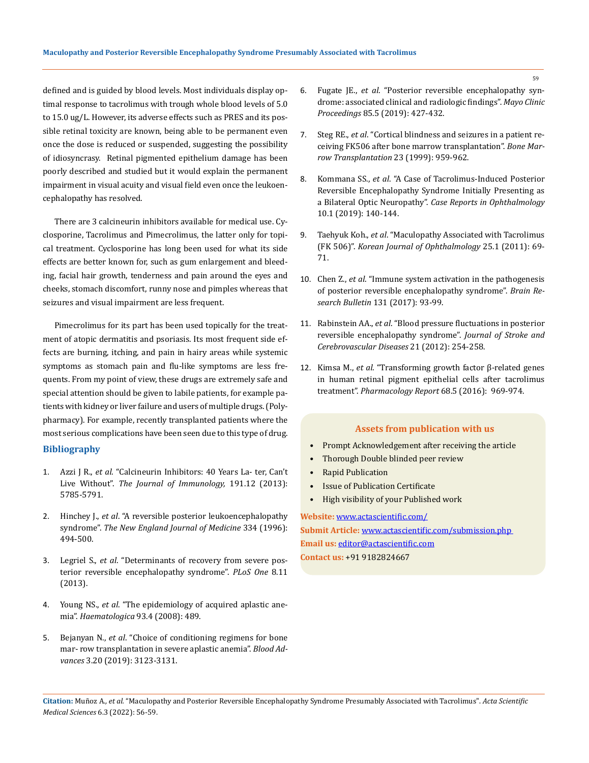defined and is guided by blood levels. Most individuals display optimal response to tacrolimus with trough whole blood levels of 5.0 to 15.0 ug/L. However, its adverse effects such as PRES and its possible retinal toxicity are known, being able to be permanent even once the dose is reduced or suspended, suggesting the possibility of idiosyncrasy. Retinal pigmented epithelium damage has been poorly described and studied but it would explain the permanent impairment in visual acuity and visual field even once the leukoencephalopathy has resolved.

There are 3 calcineurin inhibitors available for medical use. Cyclosporine, Tacrolimus and Pimecrolimus, the latter only for topical treatment. Cyclosporine has long been used for what its side effects are better known for, such as gum enlargement and bleeding, facial hair growth, tenderness and pain around the eyes and cheeks, stomach discomfort, runny nose and pimples whereas that seizures and visual impairment are less frequent.

Pimecrolimus for its part has been used topically for the treatment of atopic dermatitis and psoriasis. Its most frequent side effects are burning, itching, and pain in hairy areas while systemic symptoms as stomach pain and flu-like symptoms are less frequents. From my point of view, these drugs are extremely safe and special attention should be given to labile patients, for example patients with kidney or liver failure and users of multiple drugs. (Polypharmacy). For example, recently transplanted patients where the most serious complications have been seen due to this type of drug.

## Bibliography

1. Azzi J R., *et al*. "Calcineurin Inhibitors: 40 Years La- ter, Can't Live Without". *The Journal of Immunology,* 191.12 (2013): 5785-5791.
2. Hinchey J., *et al*. "A reversible posterior leukoencephalopathy syndrome". *The New England Journal of Medicine* 334 (1996): 494-500.
3. Legriel S., *et al*. "Determinants of recovery from severe posterior reversible encephalopathy syndrome". *PLoS One* 8.11 (2013).
4. Young NS., *et al*. "The epidemiology of acquired aplastic anemia". *Haematologica* 93.4 (2008): 489.
5. Bejanyan N., *et al*. "Choice of conditioning regimens for bone mar- row transplantation in severe aplastic anemia". *Blood Advances* 3.20 (2019): 3123-3131.
6. Fugate JE., *et al*. "Posterior reversible encephalopathy syndrome: associated clinical and radiologic findings". *Mayo Clinic Proceedings* 85.5 (2019): 427-432.
7. Steg RE., *et al*. "Cortical blindness and seizures in a patient receiving FK506 after bone marrow transplantation". *Bone Marrow Transplantation* 23 (1999): 959-962.
8. Kommana SS., *et al*. "A Case of Tacrolimus-Induced Posterior Reversible Encephalopathy Syndrome Initially Presenting as a Bilateral Optic Neuropathy". *Case Reports in Ophthalmology* 10.1 (2019): 140-144.
9. Taehyuk Koh., *et al*. "Maculopathy Associated with Tacrolimus (FK 506)". *Korean Journal of Ophthalmology* 25.1 (2011): 69-71.
10. Chen Z., *et al*. "Immune system activation in the pathogenesis of posterior reversible encephalopathy syndrome". *Brain Research Bulletin* 131 (2017): 93-99.
11. Rabinstein AA., *et al*. "Blood pressure fluctuations in posterior reversible encephalopathy syndrome". *Journal of Stroke and Cerebrovascular Diseases* 21 (2012): 254-258.
12. Kimsa M., *et al*. "Transforming growth factor β-related genes in human retinal pigment epithelial cells after tacrolimus treatment". *Pharmacology Report* 68.5 (2016): 969-974.

**Assets from publication with us**

- Prompt Acknowledgement after receiving the article
- Thorough Double blinded peer review
- Rapid Publication
- Issue of Publication Certificate
- High visibility of your Published work

**Website:** www.actascientific.com/
**Submit Article:** www.actascientific.com/submission.php
**Email us:** editor@actascientific.com
**Contact us:** +91 9182824667